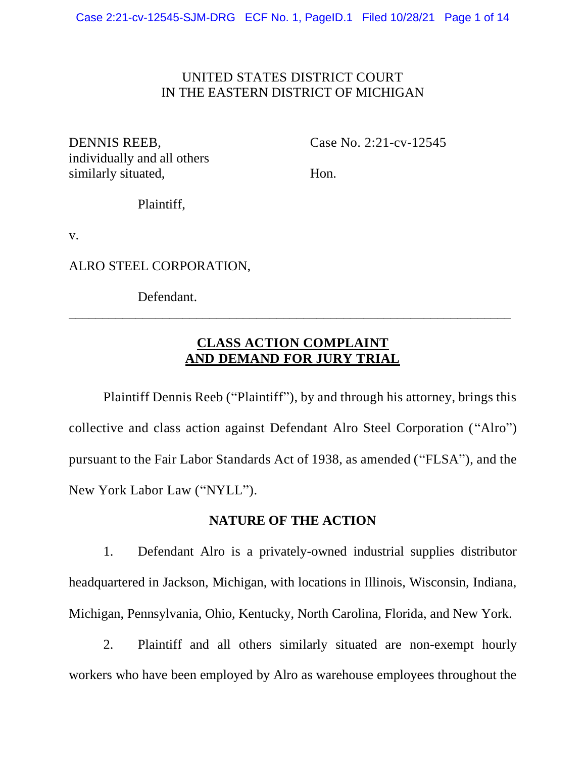UNITED STATES DISTRICT COURT
IN THE EASTERN DISTRICT OF MICHIGAN

DENNIS REEB,
individually and all others
similarly situated,

Plaintiff,

v.

ALRO STEEL CORPORATION,

Defendant.

Case No. 2:21-cv-12545

Hon.

---

## CLASS ACTION COMPLAINT AND DEMAND FOR JURY TRIAL

Plaintiff Dennis Reeb ("Plaintiff"), by and through his attorney, brings this collective and class action against Defendant Alro Steel Corporation ("Alro") pursuant to the Fair Labor Standards Act of 1938, as amended ("FLSA"), and the New York Labor Law ("NYLL").

### NATURE OF THE ACTION

1. Defendant Alro is a privately-owned industrial supplies distributor headquartered in Jackson, Michigan, with locations in Illinois, Wisconsin, Indiana, Michigan, Pennsylvania, Ohio, Kentucky, North Carolina, Florida, and New York.

2. Plaintiff and all others similarly situated are non-exempt hourly workers who have been employed by Alro as warehouse employees throughout the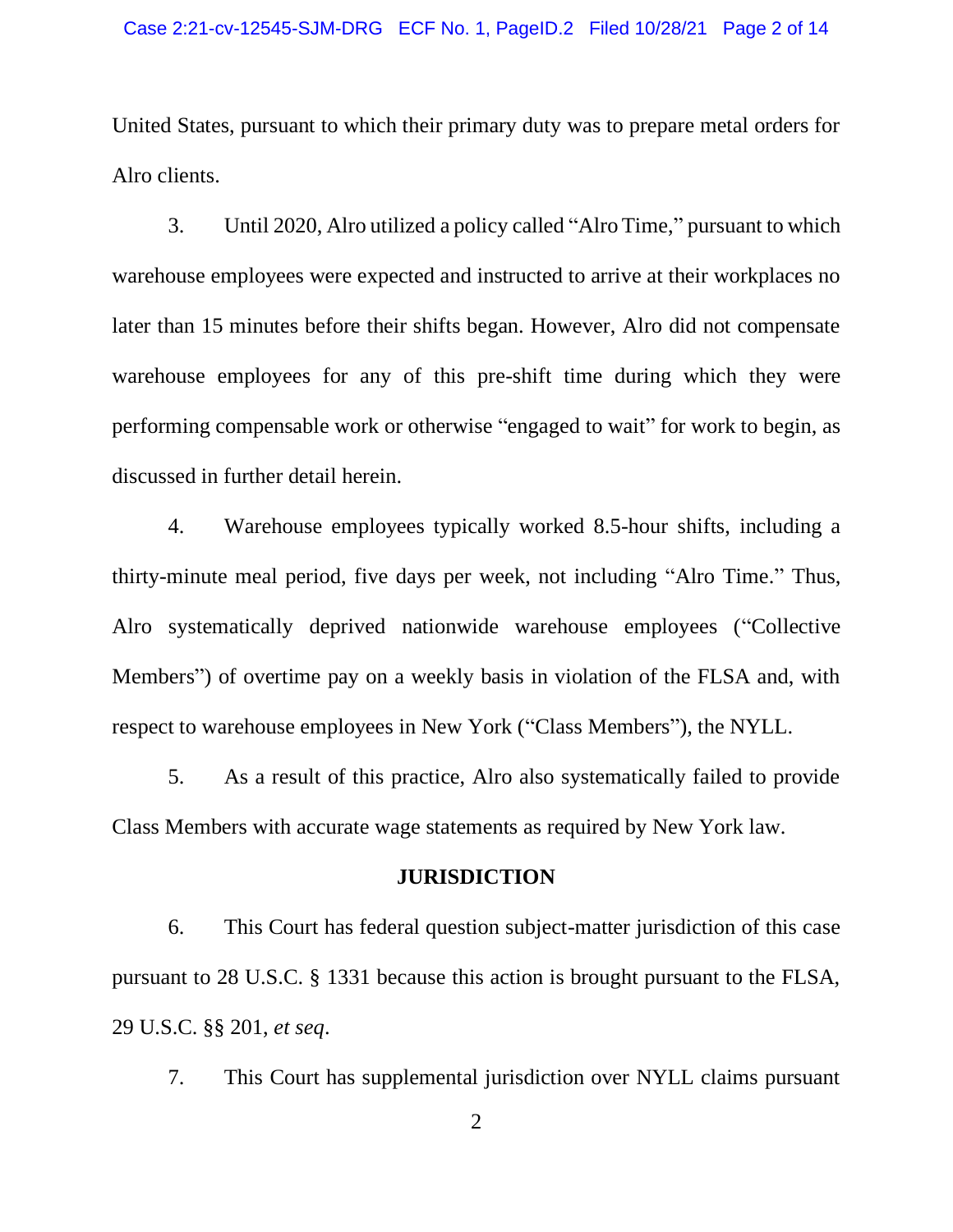United States, pursuant to which their primary duty was to prepare metal orders for Alro clients.

3. Until 2020, Alro utilized a policy called "Alro Time," pursuant to which warehouse employees were expected and instructed to arrive at their workplaces no later than 15 minutes before their shifts began. However, Alro did not compensate warehouse employees for any of this pre-shift time during which they were performing compensable work or otherwise "engaged to wait" for work to begin, as discussed in further detail herein.

4. Warehouse employees typically worked 8.5-hour shifts, including a thirty-minute meal period, five days per week, not including "Alro Time." Thus, Alro systematically deprived nationwide warehouse employees ("Collective Members") of overtime pay on a weekly basis in violation of the FLSA and, with respect to warehouse employees in New York ("Class Members"), the NYLL.

5. As a result of this practice, Alro also systematically failed to provide Class Members with accurate wage statements as required by New York law.

## JURISDICTION

6. This Court has federal question subject-matter jurisdiction of this case pursuant to 28 U.S.C. § 1331 because this action is brought pursuant to the FLSA, 29 U.S.C. §§ 201, *et seq*.

7. This Court has supplemental jurisdiction over NYLL claims pursuant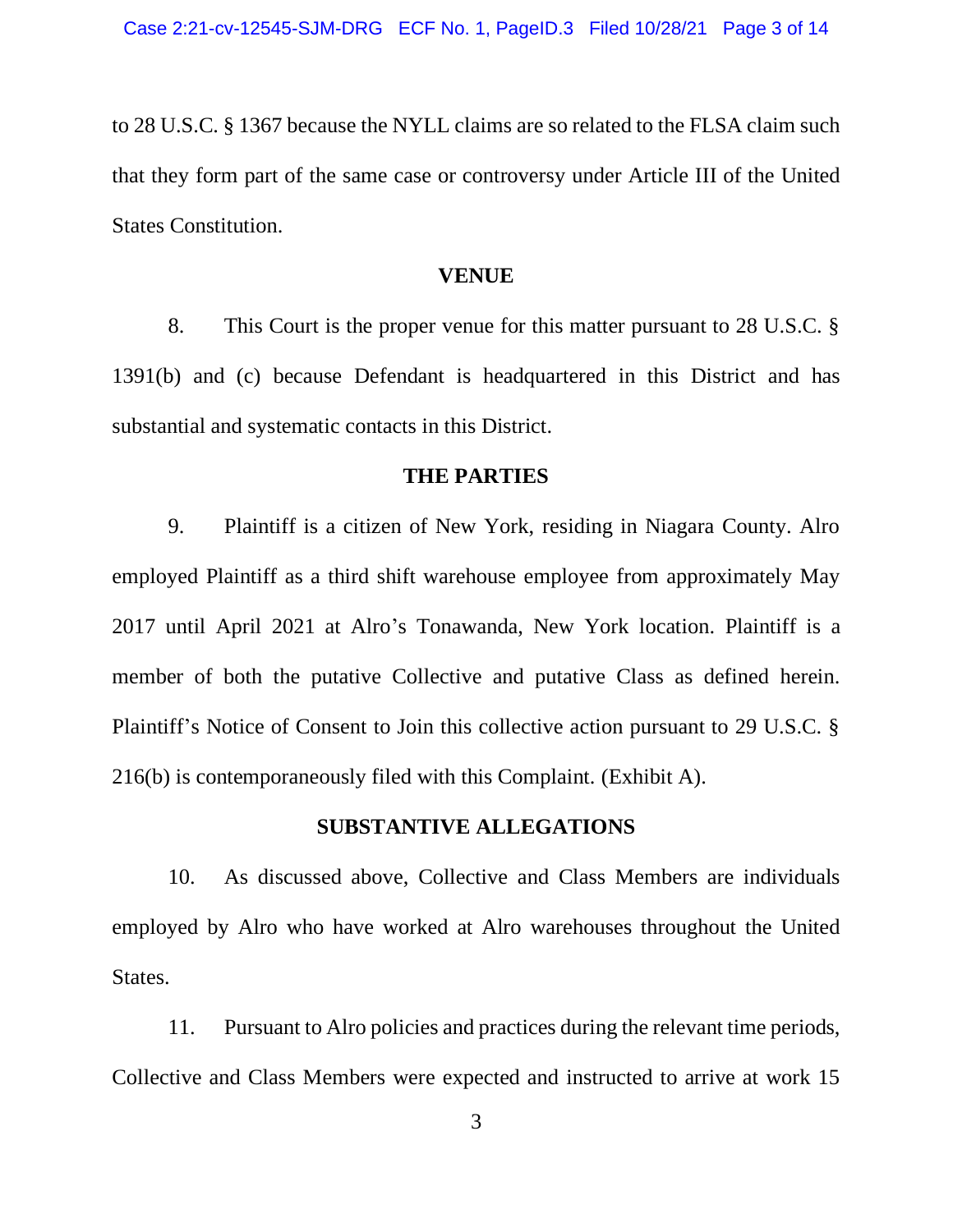to 28 U.S.C. § 1367 because the NYLL claims are so related to the FLSA claim such that they form part of the same case or controversy under Article III of the United States Constitution.

## VENUE

8. This Court is the proper venue for this matter pursuant to 28 U.S.C. § 1391(b) and (c) because Defendant is headquartered in this District and has substantial and systematic contacts in this District.

## THE PARTIES

9. Plaintiff is a citizen of New York, residing in Niagara County. Alro employed Plaintiff as a third shift warehouse employee from approximately May 2017 until April 2021 at Alro's Tonawanda, New York location. Plaintiff is a member of both the putative Collective and putative Class as defined herein. Plaintiff's Notice of Consent to Join this collective action pursuant to 29 U.S.C. § 216(b) is contemporaneously filed with this Complaint. (Exhibit A).

## SUBSTANTIVE ALLEGATIONS

10. As discussed above, Collective and Class Members are individuals employed by Alro who have worked at Alro warehouses throughout the United States.

11. Pursuant to Alro policies and practices during the relevant time periods, Collective and Class Members were expected and instructed to arrive at work 15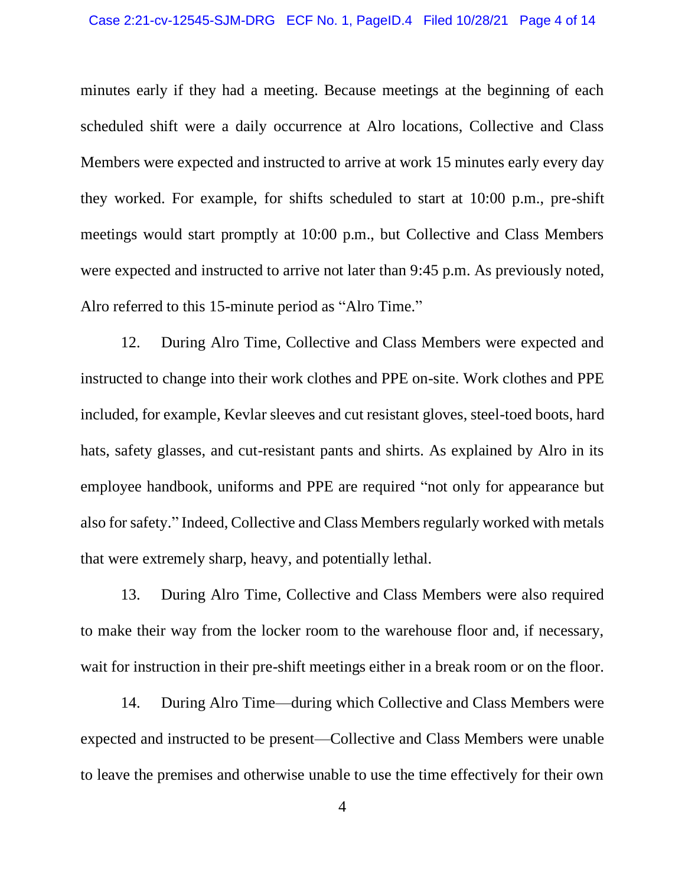minutes early if they had a meeting. Because meetings at the beginning of each scheduled shift were a daily occurrence at Alro locations, Collective and Class Members were expected and instructed to arrive at work 15 minutes early every day they worked. For example, for shifts scheduled to start at 10:00 p.m., pre-shift meetings would start promptly at 10:00 p.m., but Collective and Class Members were expected and instructed to arrive not later than 9:45 p.m. As previously noted, Alro referred to this 15-minute period as "Alro Time."

12. During Alro Time, Collective and Class Members were expected and instructed to change into their work clothes and PPE on-site. Work clothes and PPE included, for example, Kevlar sleeves and cut resistant gloves, steel-toed boots, hard hats, safety glasses, and cut-resistant pants and shirts. As explained by Alro in its employee handbook, uniforms and PPE are required "not only for appearance but also for safety." Indeed, Collective and Class Members regularly worked with metals that were extremely sharp, heavy, and potentially lethal.

13. During Alro Time, Collective and Class Members were also required to make their way from the locker room to the warehouse floor and, if necessary, wait for instruction in their pre-shift meetings either in a break room or on the floor.

14. During Alro Time—during which Collective and Class Members were expected and instructed to be present—Collective and Class Members were unable to leave the premises and otherwise unable to use the time effectively for their own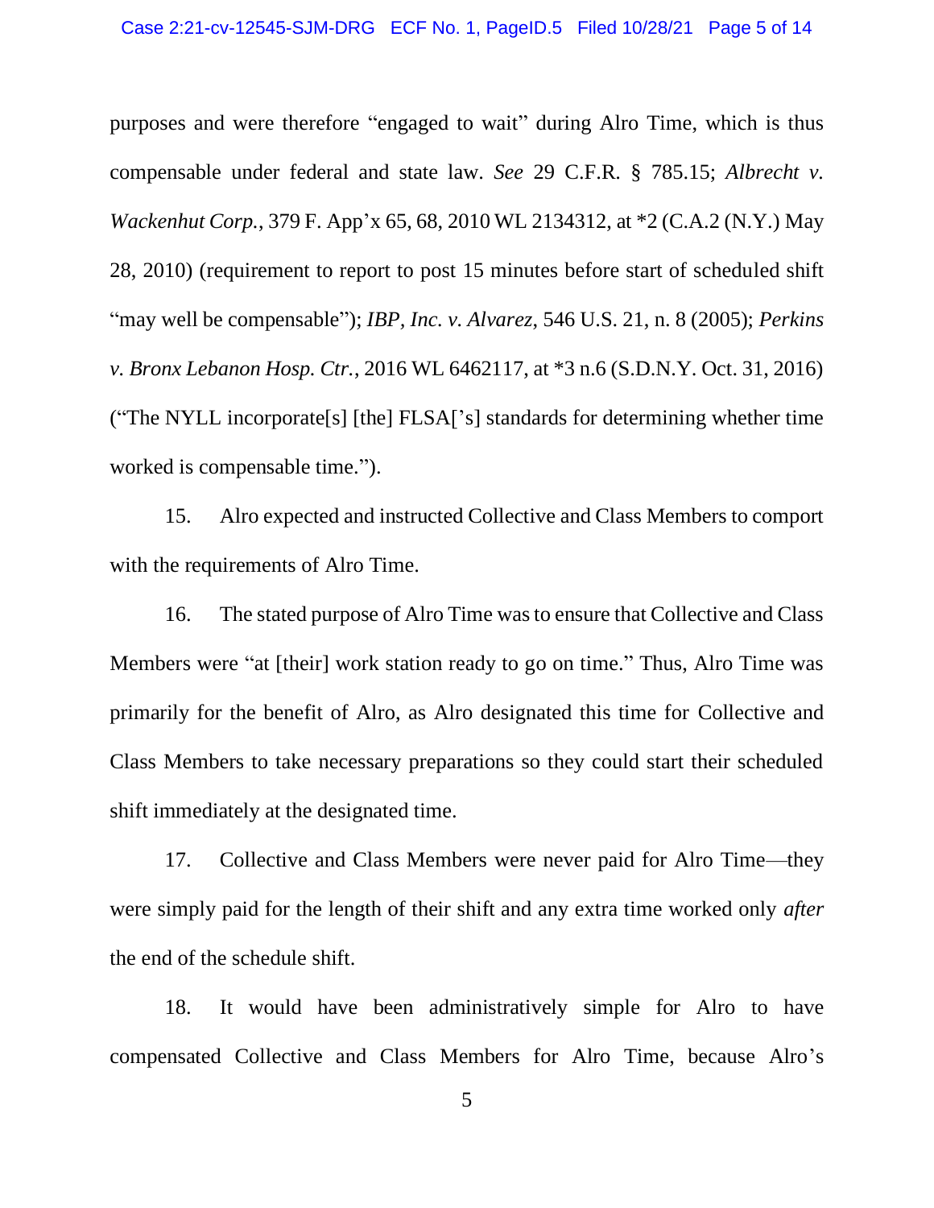purposes and were therefore "engaged to wait" during Alro Time, which is thus compensable under federal and state law. *See* 29 C.F.R. § 785.15; *Albrecht v. Wackenhut Corp.*, 379 F. App'x 65, 68, 2010 WL 2134312, at *2 (C.A.2 (N.Y.) May 28, 2010) (requirement to report to post 15 minutes before start of scheduled shift "may well be compensable"); *IBP, Inc. v. Alvarez*, 546 U.S. 21, n. 8 (2005); *Perkins v. Bronx Lebanon Hosp. Ctr.*, 2016 WL 6462117, at *3 n.6 (S.D.N.Y. Oct. 31, 2016) ("The NYLL incorporate[s] [the] FLSA['s] standards for determining whether time worked is compensable time.").

15. Alro expected and instructed Collective and Class Members to comport with the requirements of Alro Time.

16. The stated purpose of Alro Time was to ensure that Collective and Class Members were "at [their] work station ready to go on time." Thus, Alro Time was primarily for the benefit of Alro, as Alro designated this time for Collective and Class Members to take necessary preparations so they could start their scheduled shift immediately at the designated time.

17. Collective and Class Members were never paid for Alro Time—they were simply paid for the length of their shift and any extra time worked only *after* the end of the schedule shift.

18. It would have been administratively simple for Alro to have compensated Collective and Class Members for Alro Time, because Alro's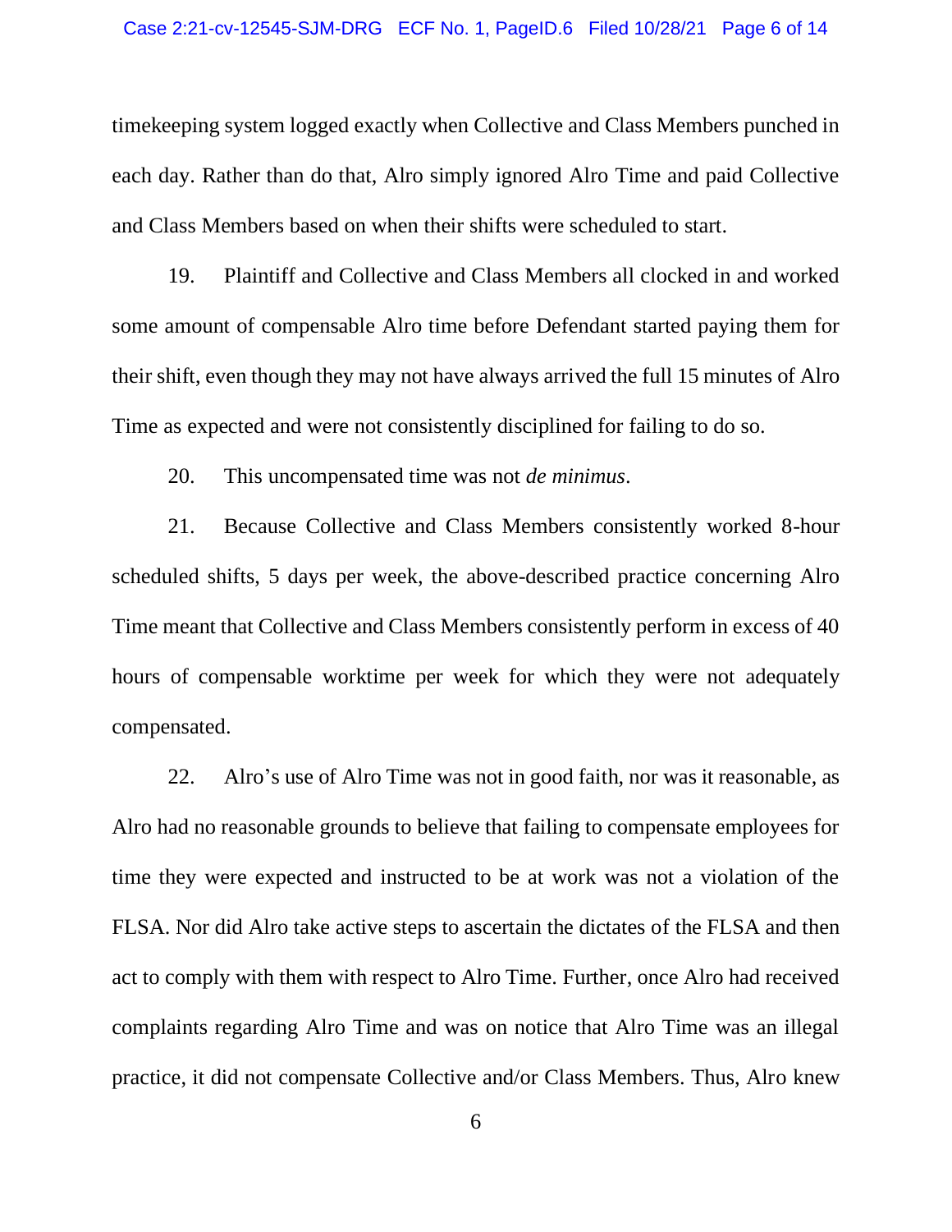timekeeping system logged exactly when Collective and Class Members punched in each day. Rather than do that, Alro simply ignored Alro Time and paid Collective and Class Members based on when their shifts were scheduled to start.

19. Plaintiff and Collective and Class Members all clocked in and worked some amount of compensable Alro time before Defendant started paying them for their shift, even though they may not have always arrived the full 15 minutes of Alro Time as expected and were not consistently disciplined for failing to do so.

20. This uncompensated time was not *de minimus*.

21. Because Collective and Class Members consistently worked 8-hour scheduled shifts, 5 days per week, the above-described practice concerning Alro Time meant that Collective and Class Members consistently perform in excess of 40 hours of compensable worktime per week for which they were not adequately compensated.

22. Alro's use of Alro Time was not in good faith, nor was it reasonable, as Alro had no reasonable grounds to believe that failing to compensate employees for time they were expected and instructed to be at work was not a violation of the FLSA. Nor did Alro take active steps to ascertain the dictates of the FLSA and then act to comply with them with respect to Alro Time. Further, once Alro had received complaints regarding Alro Time and was on notice that Alro Time was an illegal practice, it did not compensate Collective and/or Class Members. Thus, Alro knew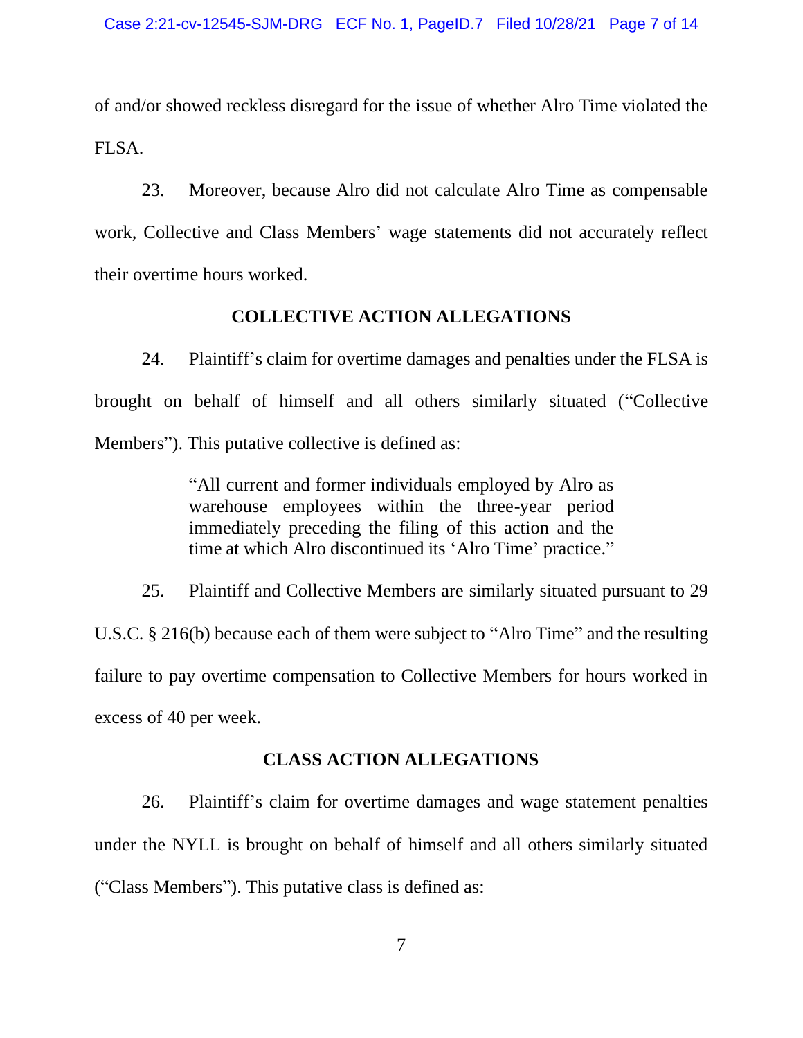of and/or showed reckless disregard for the issue of whether Alro Time violated the FLSA.

23. Moreover, because Alro did not calculate Alro Time as compensable work, Collective and Class Members' wage statements did not accurately reflect their overtime hours worked.

## COLLECTIVE ACTION ALLEGATIONS

24. Plaintiff's claim for overtime damages and penalties under the FLSA is brought on behalf of himself and all others similarly situated ("Collective Members"). This putative collective is defined as:

> "All current and former individuals employed by Alro as warehouse employees within the three-year period immediately preceding the filing of this action and the time at which Alro discontinued its 'Alro Time' practice."

25. Plaintiff and Collective Members are similarly situated pursuant to 29 U.S.C. § 216(b) because each of them were subject to "Alro Time" and the resulting failure to pay overtime compensation to Collective Members for hours worked in excess of 40 per week.

## CLASS ACTION ALLEGATIONS

26. Plaintiff's claim for overtime damages and wage statement penalties under the NYLL is brought on behalf of himself and all others similarly situated ("Class Members"). This putative class is defined as: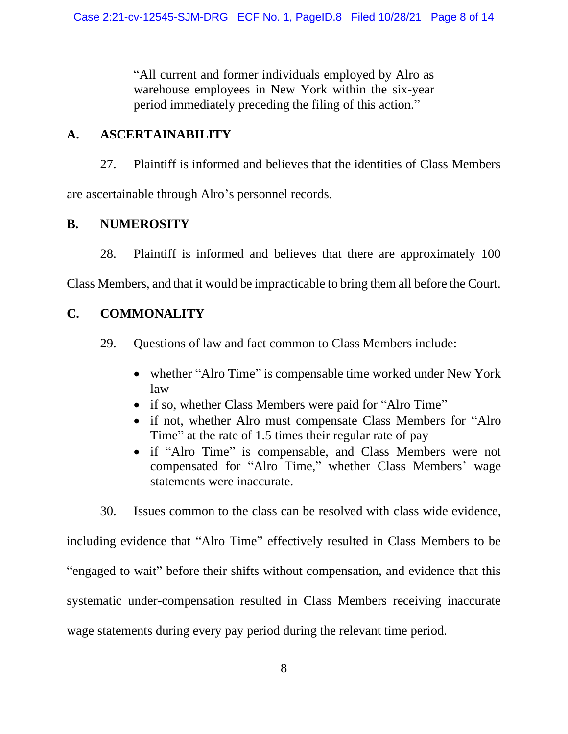> "All current and former individuals employed by Alro as warehouse employees in New York within the six-year period immediately preceding the filing of this action."

### A. ASCERTAINABILITY

27. Plaintiff is informed and believes that the identities of Class Members are ascertainable through Alro's personnel records.

### B. NUMEROSITY

28. Plaintiff is informed and believes that there are approximately 100 Class Members, and that it would be impracticable to bring them all before the Court.

### C. COMMONALITY

29. Questions of law and fact common to Class Members include:

- whether "Alro Time" is compensable time worked under New York law
- if so, whether Class Members were paid for "Alro Time"
- if not, whether Alro must compensate Class Members for "Alro Time" at the rate of 1.5 times their regular rate of pay
- if "Alro Time" is compensable, and Class Members were not compensated for "Alro Time," whether Class Members' wage statements were inaccurate.

30. Issues common to the class can be resolved with class wide evidence, including evidence that "Alro Time" effectively resulted in Class Members to be "engaged to wait" before their shifts without compensation, and evidence that this systematic under-compensation resulted in Class Members receiving inaccurate wage statements during every pay period during the relevant time period.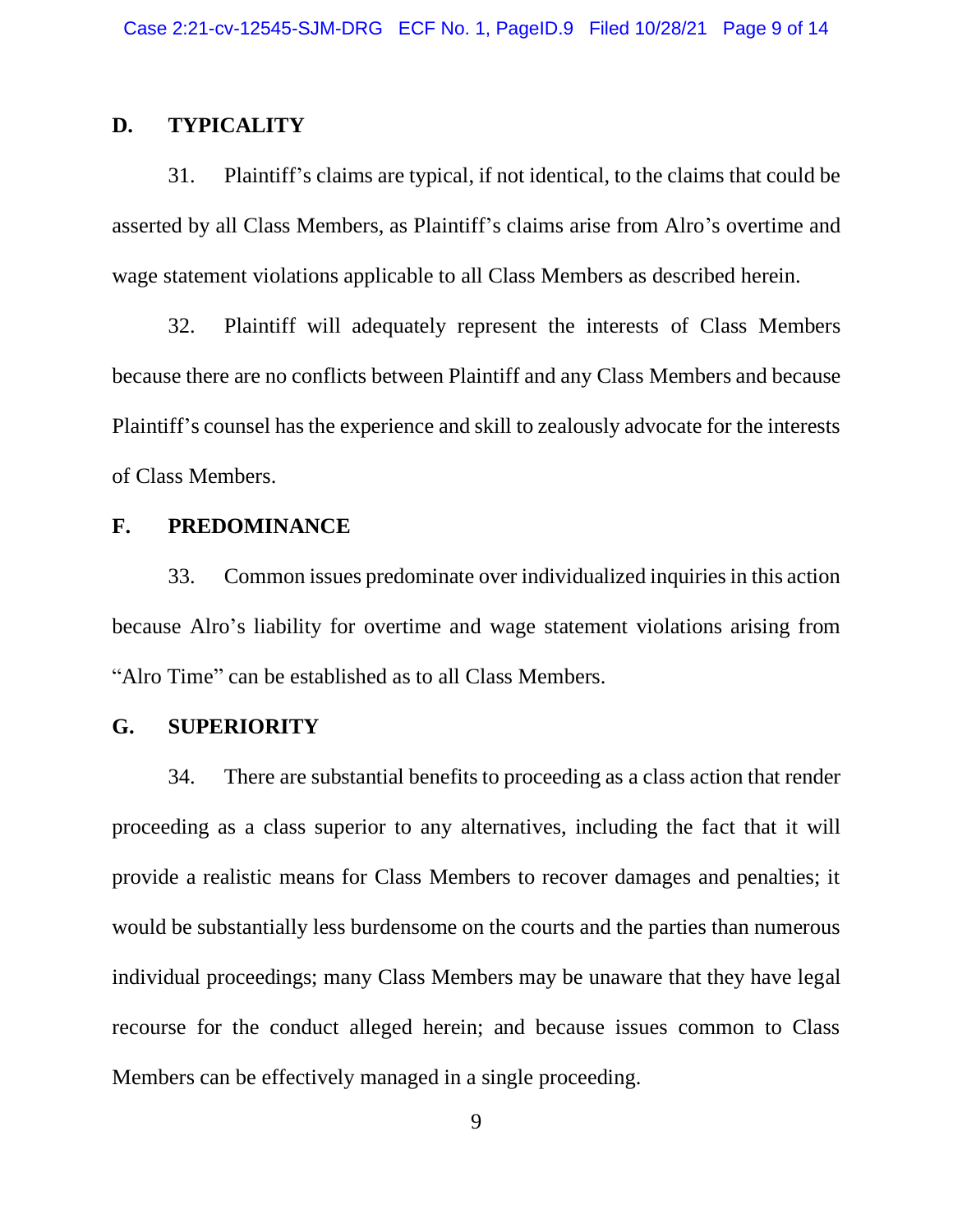## D. TYPICALITY

31. Plaintiff's claims are typical, if not identical, to the claims that could be asserted by all Class Members, as Plaintiff's claims arise from Alro's overtime and wage statement violations applicable to all Class Members as described herein.

32. Plaintiff will adequately represent the interests of Class Members because there are no conflicts between Plaintiff and any Class Members and because Plaintiff's counsel has the experience and skill to zealously advocate for the interests of Class Members.

## F. PREDOMINANCE

33. Common issues predominate over individualized inquiries in this action because Alro's liability for overtime and wage statement violations arising from "Alro Time" can be established as to all Class Members.

## G. SUPERIORITY

34. There are substantial benefits to proceeding as a class action that render proceeding as a class superior to any alternatives, including the fact that it will provide a realistic means for Class Members to recover damages and penalties; it would be substantially less burdensome on the courts and the parties than numerous individual proceedings; many Class Members may be unaware that they have legal recourse for the conduct alleged herein; and because issues common to Class Members can be effectively managed in a single proceeding.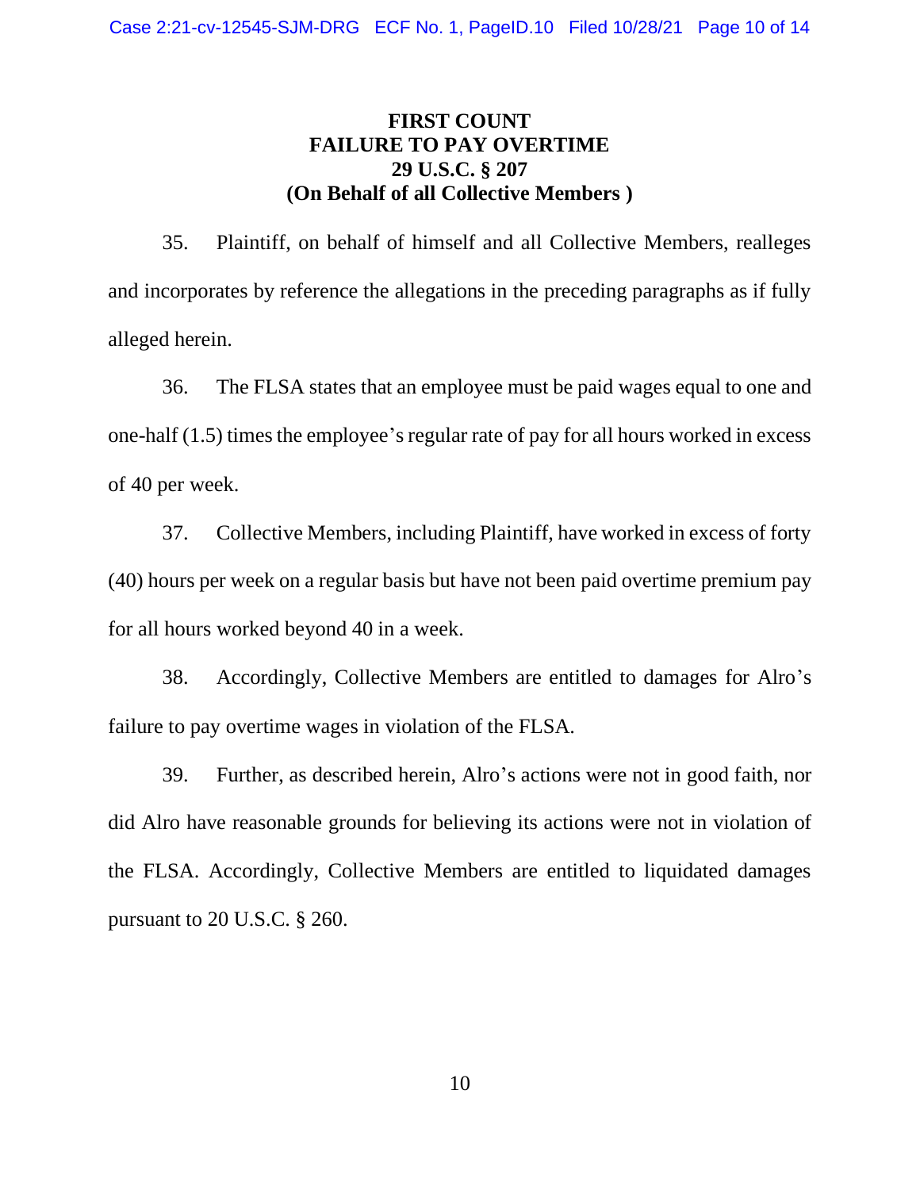**FIRST COUNT**
**FAILURE TO PAY OVERTIME**
**29 U.S.C. § 207**
**(On Behalf of all Collective Members )**

35. Plaintiff, on behalf of himself and all Collective Members, realleges and incorporates by reference the allegations in the preceding paragraphs as if fully alleged herein.

36. The FLSA states that an employee must be paid wages equal to one and one-half (1.5) times the employee's regular rate of pay for all hours worked in excess of 40 per week.

37. Collective Members, including Plaintiff, have worked in excess of forty (40) hours per week on a regular basis but have not been paid overtime premium pay for all hours worked beyond 40 in a week.

38. Accordingly, Collective Members are entitled to damages for Alro's failure to pay overtime wages in violation of the FLSA.

39. Further, as described herein, Alro's actions were not in good faith, nor did Alro have reasonable grounds for believing its actions were not in violation of the FLSA. Accordingly, Collective Members are entitled to liquidated damages pursuant to 20 U.S.C. § 260.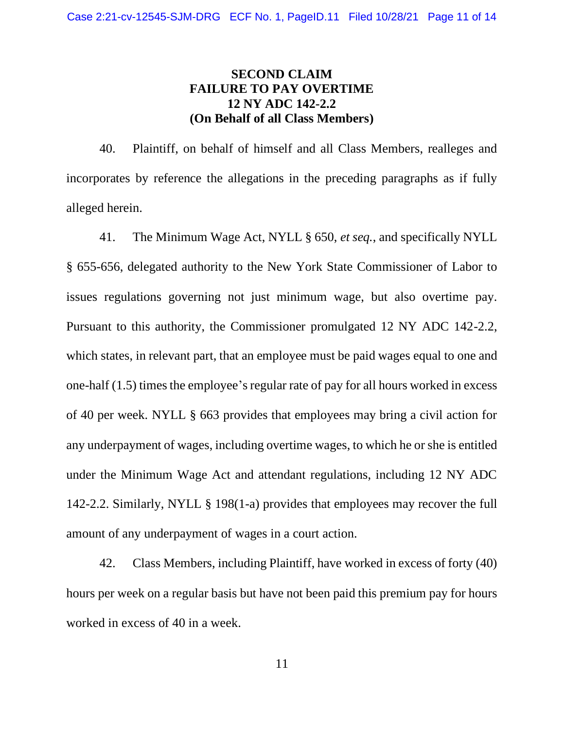## SECOND CLAIM
## FAILURE TO PAY OVERTIME
## 12 NY ADC 142-2.2
## (On Behalf of all Class Members)

40. Plaintiff, on behalf of himself and all Class Members, realleges and incorporates by reference the allegations in the preceding paragraphs as if fully alleged herein.

41. The Minimum Wage Act, NYLL § 650, *et seq.*, and specifically NYLL § 655-656, delegated authority to the New York State Commissioner of Labor to issues regulations governing not just minimum wage, but also overtime pay. Pursuant to this authority, the Commissioner promulgated 12 NY ADC 142-2.2, which states, in relevant part, that an employee must be paid wages equal to one and one-half (1.5) times the employee's regular rate of pay for all hours worked in excess of 40 per week. NYLL § 663 provides that employees may bring a civil action for any underpayment of wages, including overtime wages, to which he or she is entitled under the Minimum Wage Act and attendant regulations, including 12 NY ADC 142-2.2. Similarly, NYLL § 198(1-a) provides that employees may recover the full amount of any underpayment of wages in a court action.

42. Class Members, including Plaintiff, have worked in excess of forty (40) hours per week on a regular basis but have not been paid this premium pay for hours worked in excess of 40 in a week.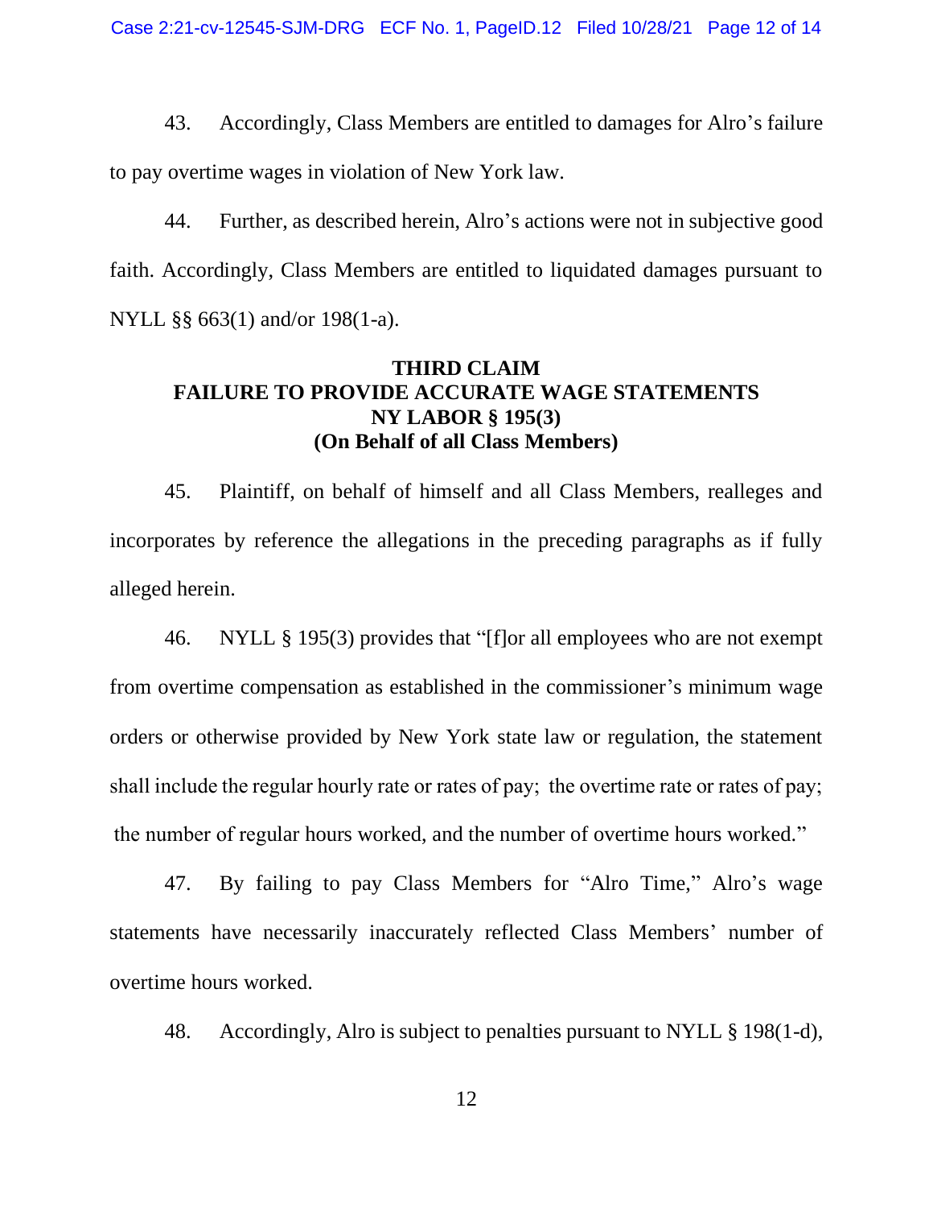43. Accordingly, Class Members are entitled to damages for Alro's failure to pay overtime wages in violation of New York law.

44. Further, as described herein, Alro's actions were not in subjective good faith. Accordingly, Class Members are entitled to liquidated damages pursuant to NYLL §§ 663(1) and/or 198(1-a).

**THIRD CLAIM**
**FAILURE TO PROVIDE ACCURATE WAGE STATEMENTS**
**NY LABOR § 195(3)**
**(On Behalf of all Class Members)**

45. Plaintiff, on behalf of himself and all Class Members, realleges and incorporates by reference the allegations in the preceding paragraphs as if fully alleged herein.

46. NYLL § 195(3) provides that "[f]or all employees who are not exempt from overtime compensation as established in the commissioner's minimum wage orders or otherwise provided by New York state law or regulation, the statement shall include the regular hourly rate or rates of pay; the overtime rate or rates of pay; the number of regular hours worked, and the number of overtime hours worked."

47. By failing to pay Class Members for "Alro Time," Alro's wage statements have necessarily inaccurately reflected Class Members' number of overtime hours worked.

48. Accordingly, Alro is subject to penalties pursuant to NYLL § 198(1-d),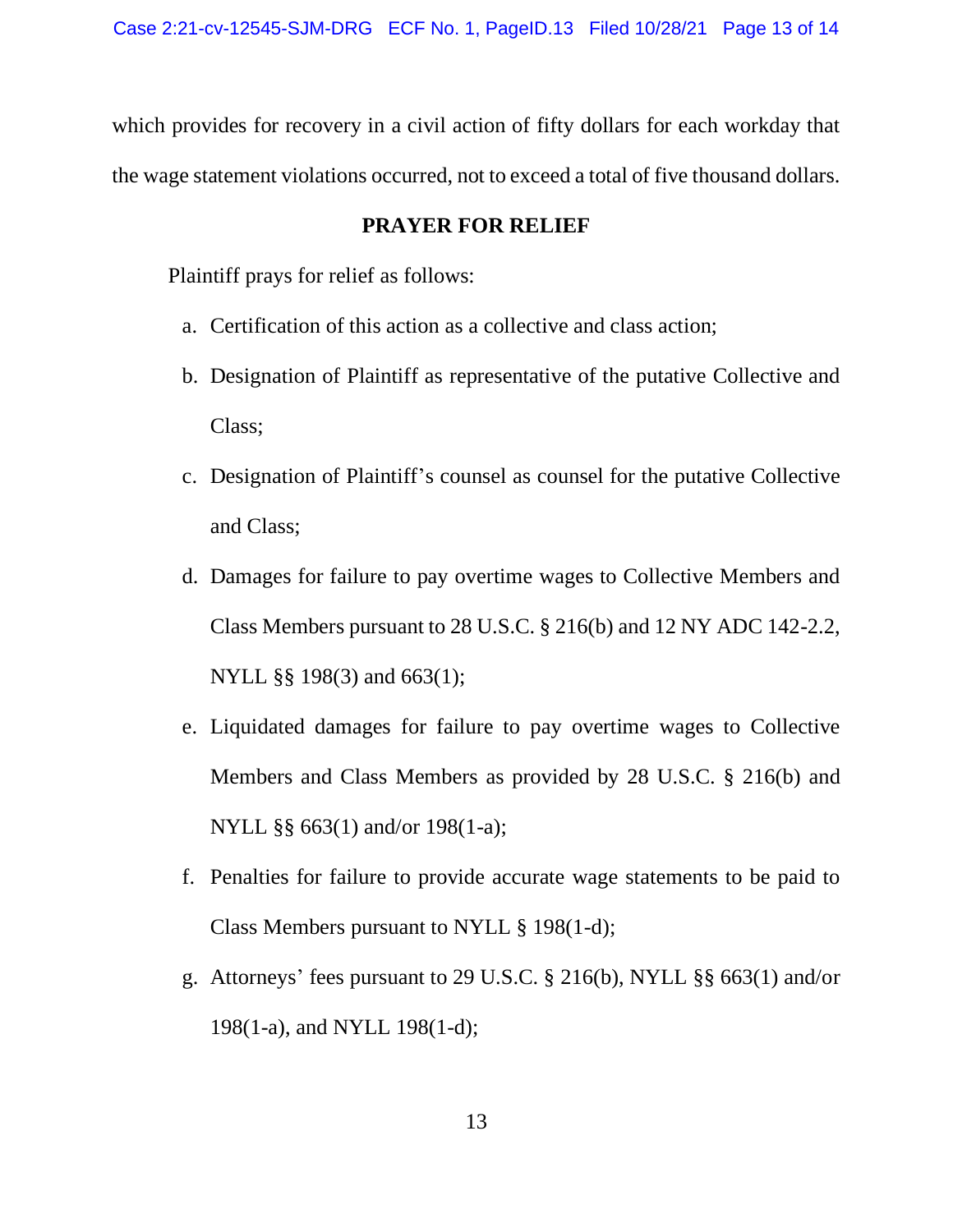which provides for recovery in a civil action of fifty dollars for each workday that the wage statement violations occurred, not to exceed a total of five thousand dollars.

**PRAYER FOR RELIEF**

Plaintiff prays for relief as follows:

a. Certification of this action as a collective and class action;

b. Designation of Plaintiff as representative of the putative Collective and Class;

c. Designation of Plaintiff's counsel as counsel for the putative Collective and Class;

d. Damages for failure to pay overtime wages to Collective Members and Class Members pursuant to 28 U.S.C. § 216(b) and 12 NY ADC 142-2.2, NYLL §§ 198(3) and 663(1);

e. Liquidated damages for failure to pay overtime wages to Collective Members and Class Members as provided by 28 U.S.C. § 216(b) and NYLL §§ 663(1) and/or 198(1-a);

f. Penalties for failure to provide accurate wage statements to be paid to Class Members pursuant to NYLL § 198(1-d);

g. Attorneys' fees pursuant to 29 U.S.C. § 216(b), NYLL §§ 663(1) and/or 198(1-a), and NYLL 198(1-d);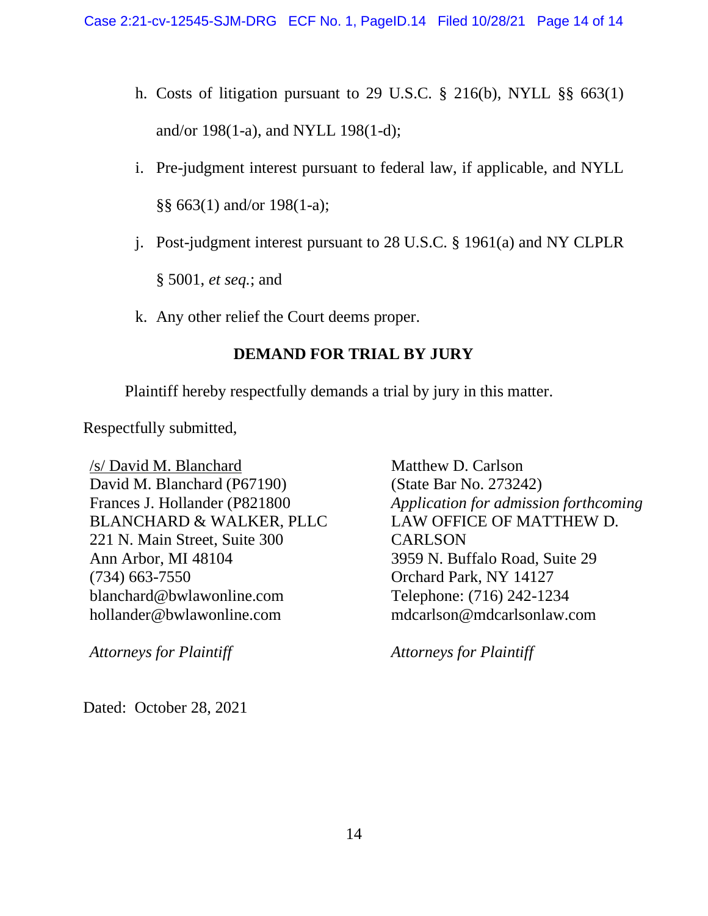h. Costs of litigation pursuant to 29 U.S.C. § 216(b), NYLL §§ 663(1) and/or 198(1-a), and NYLL 198(1-d);

i. Pre-judgment interest pursuant to federal law, if applicable, and NYLL §§ 663(1) and/or 198(1-a);

j. Post-judgment interest pursuant to 28 U.S.C. § 1961(a) and NY CLPLR § 5001, *et seq.*; and

k. Any other relief the Court deems proper.

**DEMAND FOR TRIAL BY JURY**

Plaintiff hereby respectfully demands a trial by jury in this matter.

Respectfully submitted,

/s/ David M. Blanchard
David M. Blanchard (P67190)
Frances J. Hollander (P821800
BLANCHARD & WALKER, PLLC
221 N. Main Street, Suite 300
Ann Arbor, MI 48104
(734) 663-7550
blanchard@bwlawonline.com
hollander@bwlawonline.com

*Attorneys for Plaintiff*

Matthew D. Carlson
(State Bar No. 273242)
*Application for admission forthcoming*
LAW OFFICE OF MATTHEW D. CARLSON
3959 N. Buffalo Road, Suite 29
Orchard Park, NY 14127
Telephone: (716) 242-1234
mdcarlson@mdcarlsonlaw.com

*Attorneys for Plaintiff*

Dated: October 28, 2021